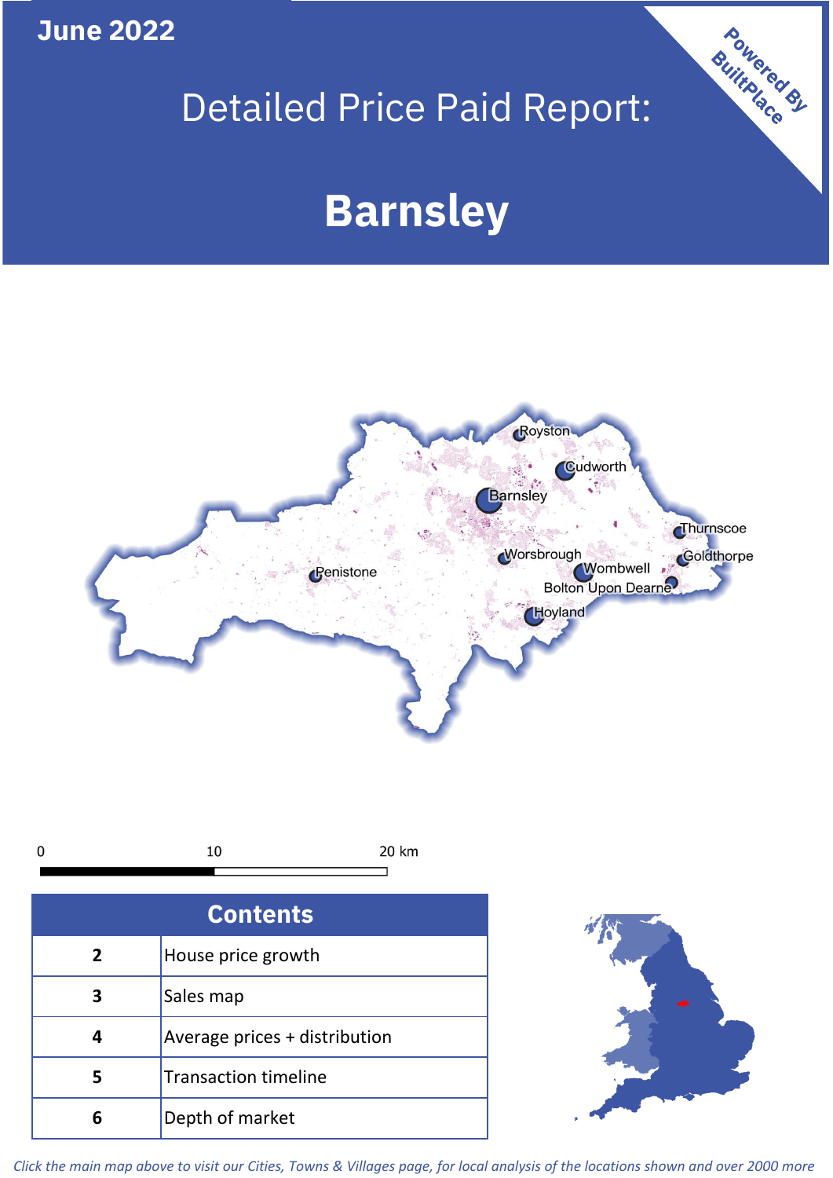**June 2022**

# Detailed Price Paid Report:

# Barnsley

Powered By BuiltPlace

## Contents

| | |
|---|---|
| 2 | House price growth |
| 3 | Sales map |
| 4 | Average prices + distribution |
| 5 | Transaction timeline |
| 6 | Depth of market |

*Click the main map above to visit our Cities, Towns & Villages page, for local analysis of the locations shown and over 2000 more*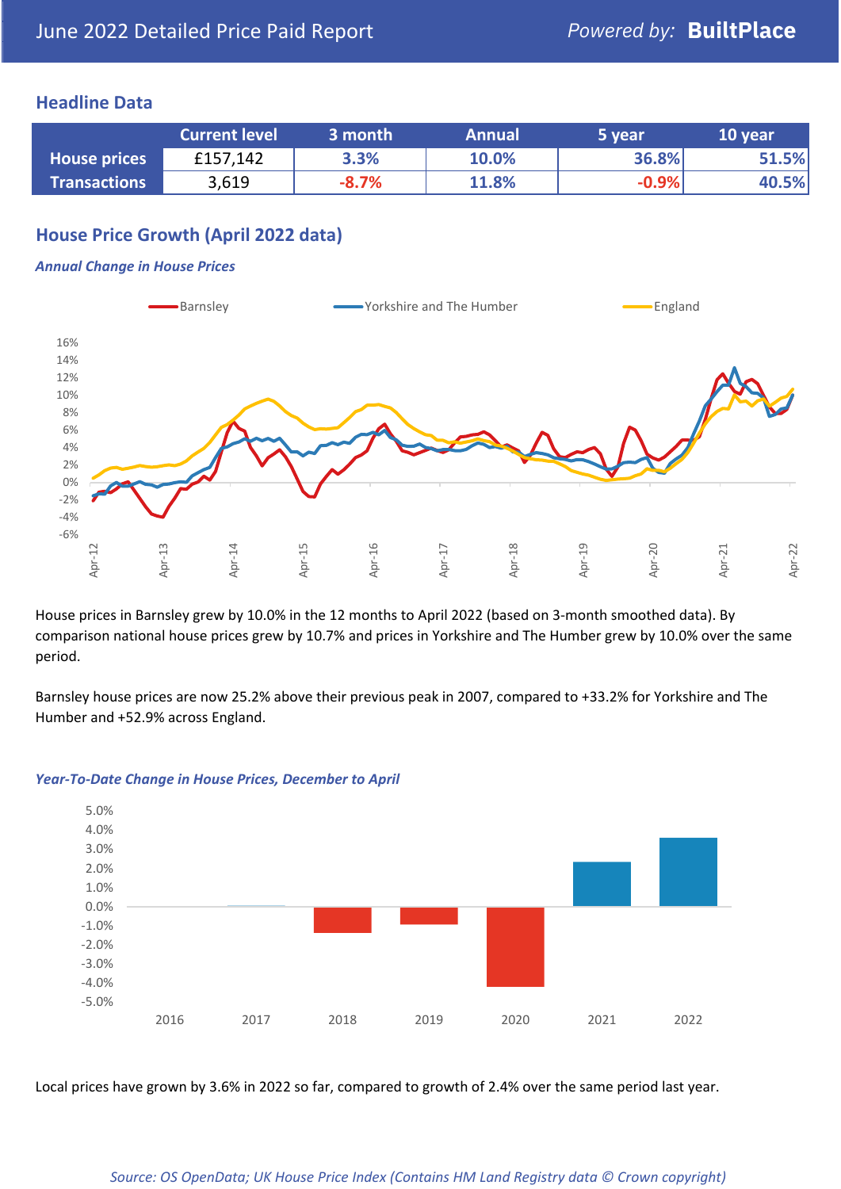# June 2022 Detailed Price Paid Report

Powered by: **BuiltPlace**

## Headline Data

| | Current level | 3 month | Annual | 5 year | 10 year |
|---|---|---|---|---|---|
| **House prices** | £157,142 | 3.3% | 10.0% | 36.8% | 51.5% |
| **Transactions** | 3,619 | -8.7% | 11.8% | -0.9% | 40.5% |

## House Price Growth (April 2022 data)

### *Annual Change in House Prices*

House prices in Barnsley grew by 10.0% in the 12 months to April 2022 (based on 3-month smoothed data). By comparison national house prices grew by 10.7% and prices in Yorkshire and The Humber grew by 10.0% over the same period.

Barnsley house prices are now 25.2% above their previous peak in 2007, compared to +33.2% for Yorkshire and The Humber and +52.9% across England.

### *Year-To-Date Change in House Prices, December to April*

Local prices have grown by 3.6% in 2022 so far, compared to growth of 2.4% over the same period last year.

*Source: OS OpenData; UK House Price Index (Contains HM Land Registry data © Crown copyright)*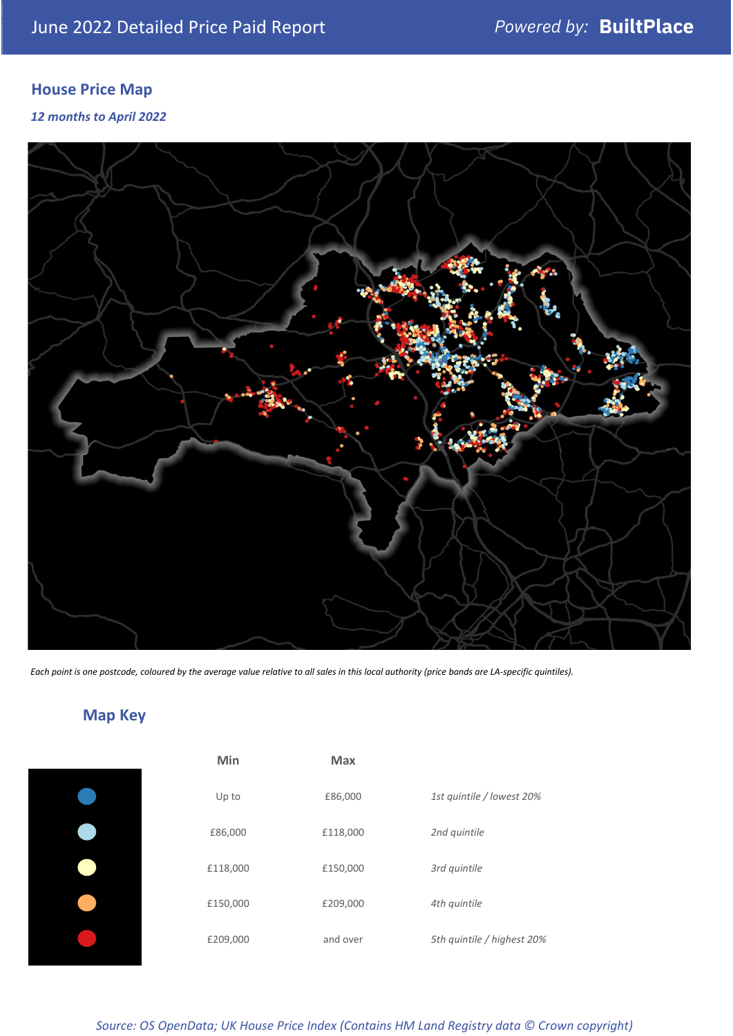June 2022 Detailed Price Paid Report

*Powered by:* **BuiltPlace**

## House Price Map

*12 months to April 2022*

*Each point is one postcode, coloured by the average value relative to all sales in this local authority (price bands are LA-specific quintiles).*

## Map Key

| | Min | Max | |
|---|---|---|---|
| | Up to | £86,000 | *1st quintile / lowest 20%* |
| | £86,000 | £118,000 | *2nd quintile* |
| | £118,000 | £150,000 | *3rd quintile* |
| | £150,000 | £209,000 | *4th quintile* |
| | £209,000 | and over | *5th quintile / highest 20%* |

*Source: OS OpenData; UK House Price Index (Contains HM Land Registry data © Crown copyright)*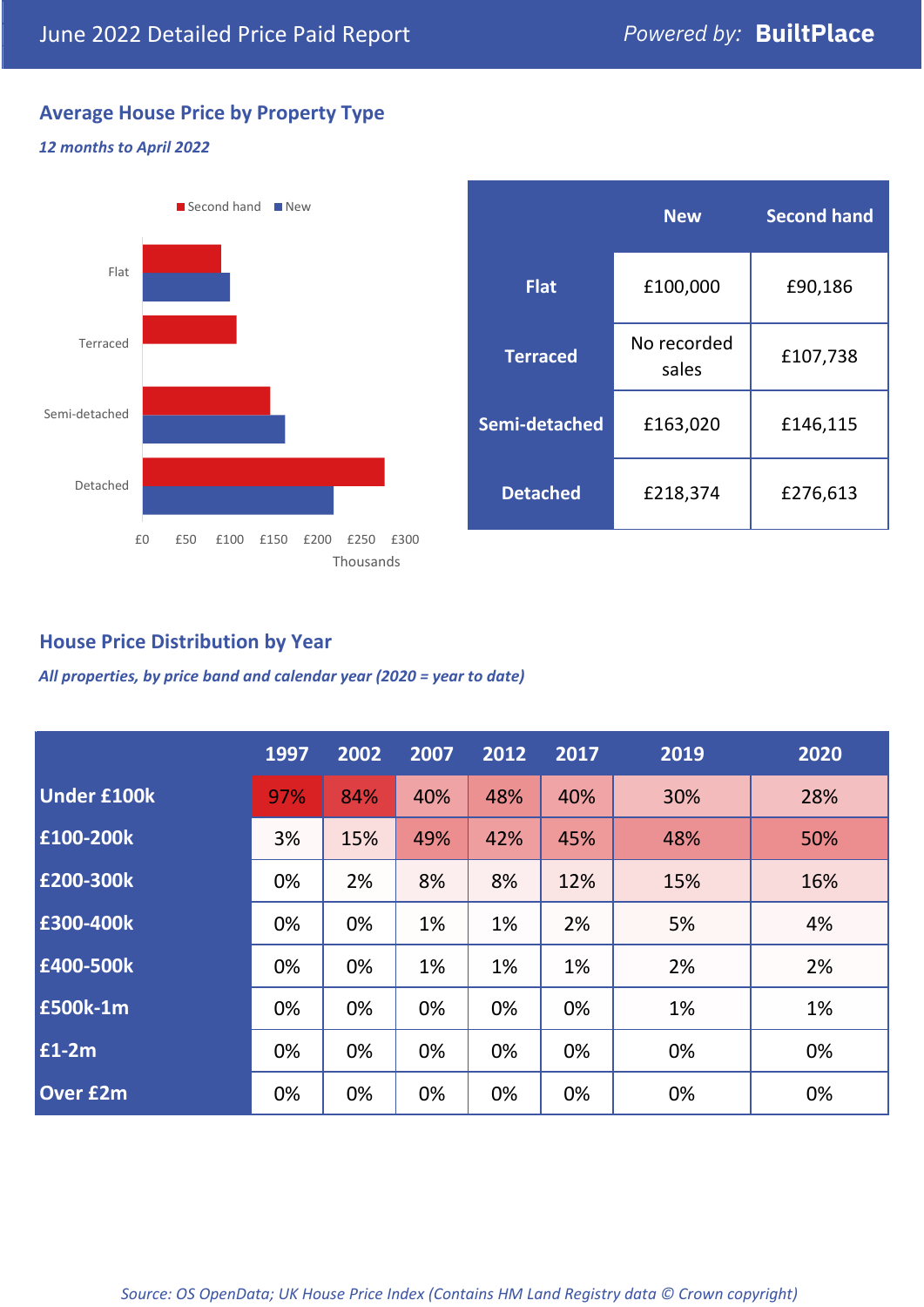June 2022 Detailed Price Paid Report — *Powered by:* **BuiltPlace**

## Average House Price by Property Type

*12 months to April 2022*

| | New | Second hand |
|---|---|---|
| **Flat** | £100,000 | £90,186 |
| **Terraced** | No recorded sales | £107,738 |
| **Semi-detached** | £163,020 | £146,115 |
| **Detached** | £218,374 | £276,613 |

## House Price Distribution by Year

*All properties, by price band and calendar year (2020 = year to date)*

| | 1997 | 2002 | 2007 | 2012 | 2017 | 2019 | 2020 |
|---|---|---|---|---|---|---|---|
| **Under £100k** | 97% | 84% | 40% | 48% | 40% | 30% | 28% |
| **£100-200k** | 3% | 15% | 49% | 42% | 45% | 48% | 50% |
| **£200-300k** | 0% | 2% | 8% | 8% | 12% | 15% | 16% |
| **£300-400k** | 0% | 0% | 1% | 1% | 2% | 5% | 4% |
| **£400-500k** | 0% | 0% | 1% | 1% | 1% | 2% | 2% |
| **£500k-1m** | 0% | 0% | 0% | 0% | 0% | 1% | 1% |
| **£1-2m** | 0% | 0% | 0% | 0% | 0% | 0% | 0% |
| **Over £2m** | 0% | 0% | 0% | 0% | 0% | 0% | 0% |

*Source: OS OpenData; UK House Price Index (Contains HM Land Registry data © Crown copyright)*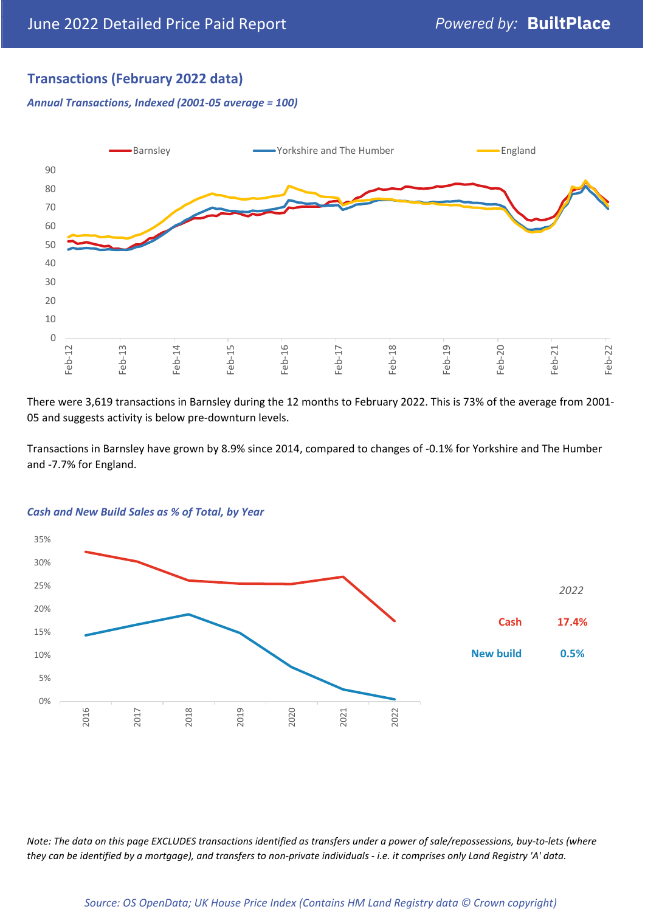## Transactions (February 2022 data)

*Annual Transactions, Indexed (2001-05 average = 100)*

There were 3,619 transactions in Barnsley during the 12 months to February 2022. This is 73% of the average from 2001-05 and suggests activity is below pre-downturn levels.

Transactions in Barnsley have grown by 8.9% since 2014, compared to changes of -0.1% for Yorkshire and The Humber and -7.7% for England.

*Cash and New Build Sales as % of Total, by Year*

| 2022 | |
|---|---|
| Cash | 17.4% |
| New build | 0.5% |

*Note: The data on this page EXCLUDES transactions identified as transfers under a power of sale/repossessions, buy-to-lets (where they can be identified by a mortgage), and transfers to non-private individuals - i.e. it comprises only Land Registry 'A' data.*

*Source: OS OpenData; UK House Price Index (Contains HM Land Registry data © Crown copyright)*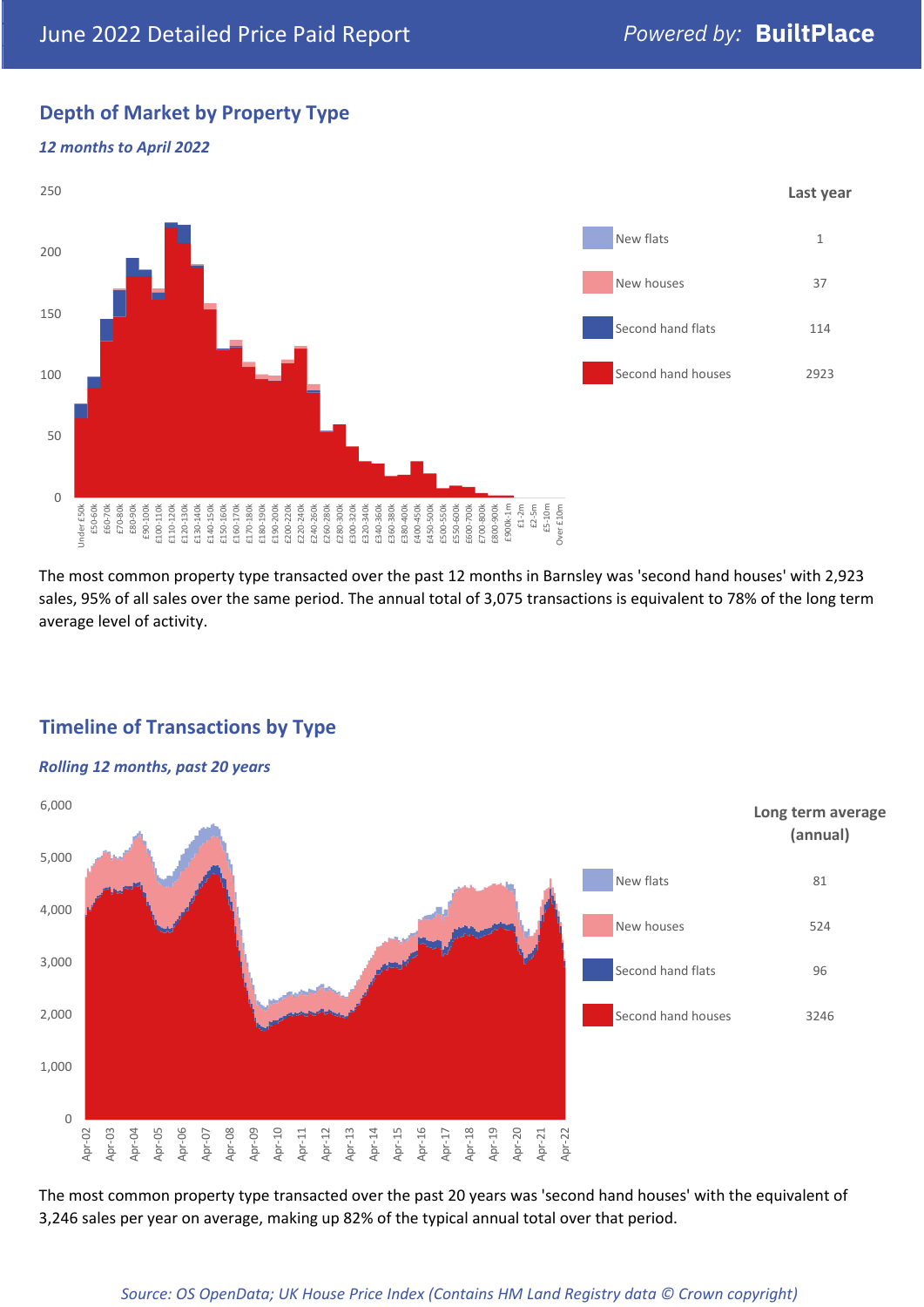June 2022 Detailed Price Paid Report

Powered by: **BuiltPlace**

## Depth of Market by Property Type

*12 months to April 2022*

250
200
150
100
50
0

Under £50k, £50-60k, £60-70k, £70-80k, £80-90k, £90-100k, £100-110k, £110-120k, £120-130k, £130-140k, £140-150k, £150-160k, £160-170k, £170-180k, £180-190k, £190-200k, £200-220k, £220-240k, £240-260k, £260-280k, £280-300k, £300-320k, £320-340k, £340-360k, £360-380k, £380-400k, £400-450k, £450-500k, £500-550k, £550-600k, £600-700k, £700-800k, £800-900k, £900k-1m, £1-2m, £2-5m, £5-10m, Over £10m

Last year

New flats 1
New houses 37
Second hand flats 114
Second hand houses 2923

The most common property type transacted over the past 12 months in Barnsley was 'second hand houses' with 2,923 sales, 95% of all sales over the same period. The annual total of 3,075 transactions is equivalent to 78% of the long term average level of activity.

## Timeline of Transactions by Type

*Rolling 12 months, past 20 years*

6,000
5,000
4,000
3,000
2,000
1,000
0

Apr-02, Apr-03, Apr-04, Apr-05, Apr-06, Apr-07, Apr-08, Apr-09, Apr-10, Apr-11, Apr-12, Apr-13, Apr-14, Apr-15, Apr-16, Apr-17, Apr-18, Apr-19, Apr-20, Apr-21, Apr-22

Long term average (annual)

New flats 81
New houses 524
Second hand flats 96
Second hand houses 3246

The most common property type transacted over the past 20 years was 'second hand houses' with the equivalent of 3,246 sales per year on average, making up 82% of the typical annual total over that period.

*Source: OS OpenData; UK House Price Index (Contains HM Land Registry data © Crown copyright)*